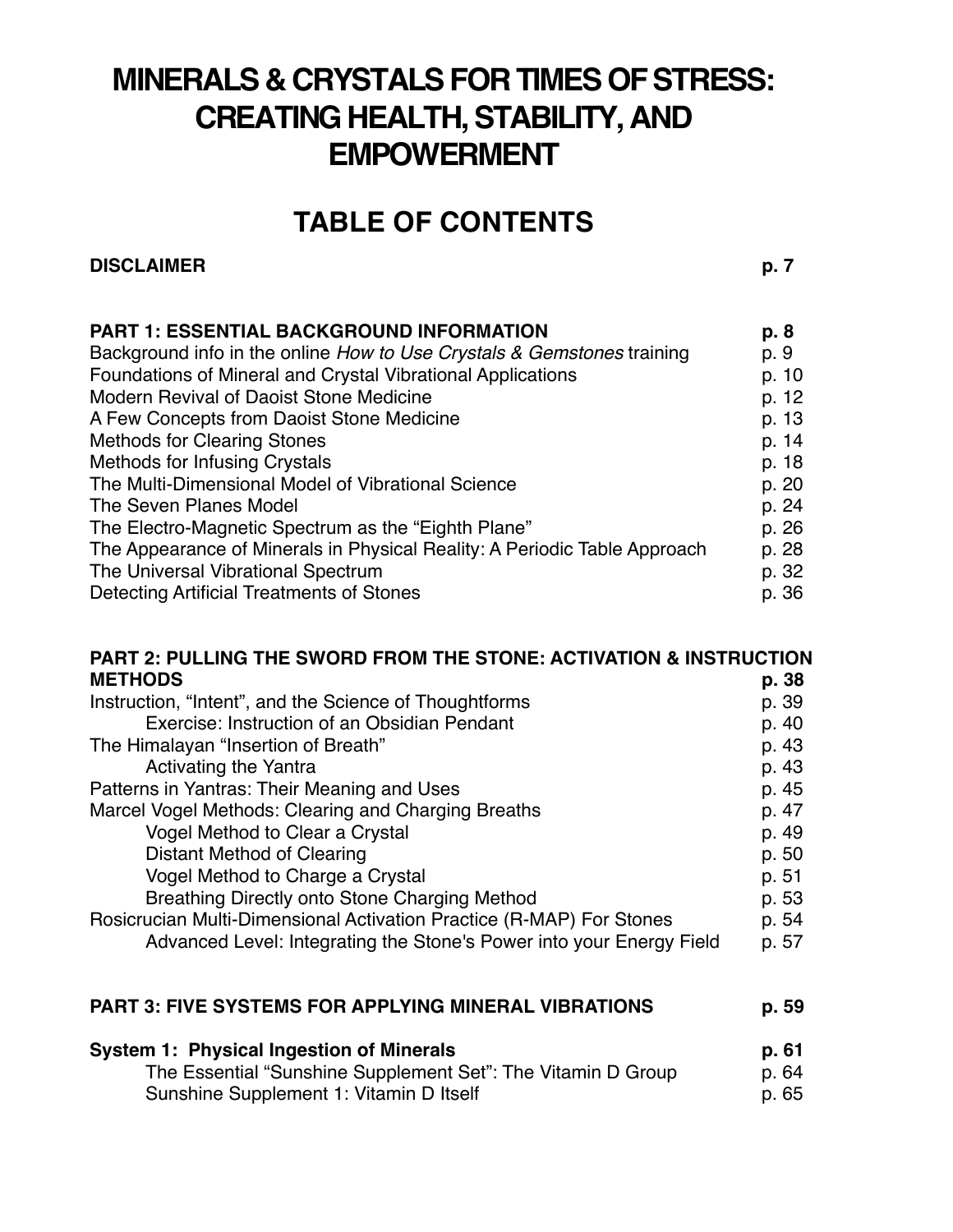# MINERALS & CRYSTALS FOR TIMES OF STRESS: CREATING HEALTH, STABILITY, AND EMPOWERMENT

## TABLE OF CONTENTS

| | |
|---|---|
| **DISCLAIMER** | **p. 7** |
| | |
| **PART 1: ESSENTIAL BACKGROUND INFORMATION** | **p. 8** |
| Background info in the online *How to Use Crystals & Gemstones* training | p. 9 |
| Foundations of Mineral and Crystal Vibrational Applications | p. 10 |
| Modern Revival of Daoist Stone Medicine | p. 12 |
| A Few Concepts from Daoist Stone Medicine | p. 13 |
| Methods for Clearing Stones | p. 14 |
| Methods for Infusing Crystals | p. 18 |
| The Multi-Dimensional Model of Vibrational Science | p. 20 |
| The Seven Planes Model | p. 24 |
| The Electro-Magnetic Spectrum as the "Eighth Plane" | p. 26 |
| The Appearance of Minerals in Physical Reality: A Periodic Table Approach | p. 28 |
| The Universal Vibrational Spectrum | p. 32 |
| Detecting Artificial Treatments of Stones | p. 36 |
| | |
| **PART 2: PULLING THE SWORD FROM THE STONE: ACTIVATION & INSTRUCTION METHODS** | **p. 38** |
| Instruction, "Intent", and the Science of Thoughtforms | p. 39 |
| Exercise: Instruction of an Obsidian Pendant | p. 40 |
| The Himalayan "Insertion of Breath" | p. 43 |
| Activating the Yantra | p. 43 |
| Patterns in Yantras: Their Meaning and Uses | p. 45 |
| Marcel Vogel Methods: Clearing and Charging Breaths | p. 47 |
| Vogel Method to Clear a Crystal | p. 49 |
| Distant Method of Clearing | p. 50 |
| Vogel Method to Charge a Crystal | p. 51 |
| Breathing Directly onto Stone Charging Method | p. 53 |
| Rosicrucian Multi-Dimensional Activation Practice (R-MAP) For Stones | p. 54 |
| Advanced Level: Integrating the Stone's Power into your Energy Field | p. 57 |
| | |
| **PART 3: FIVE SYSTEMS FOR APPLYING MINERAL VIBRATIONS** | **p. 59** |
| | |
| **System 1: Physical Ingestion of Minerals** | **p. 61** |
| The Essential "Sunshine Supplement Set": The Vitamin D Group | p. 64 |
| Sunshine Supplement 1: Vitamin D Itself | p. 65 |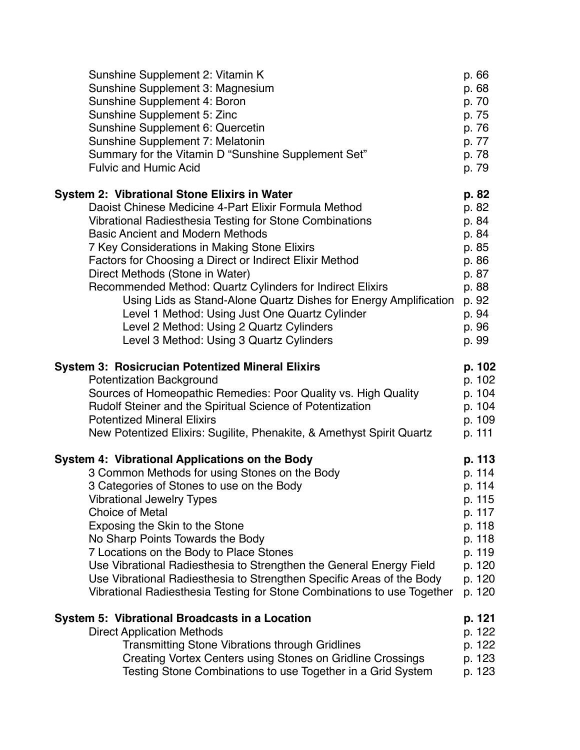Sunshine Supplement 2: Vitamin K p. 66
Sunshine Supplement 3: Magnesium p. 68
Sunshine Supplement 4: Boron p. 70
Sunshine Supplement 5: Zinc p. 75
Sunshine Supplement 6: Quercetin p. 76
Sunshine Supplement 7: Melatonin p. 77
Summary for the Vitamin D "Sunshine Supplement Set" p. 78
Fulvic and Humic Acid p. 79

**System 2: Vibrational Stone Elixirs in Water** **p. 82**

- Daoist Chinese Medicine 4-Part Elixir Formula Method p. 82
- Vibrational Radiesthesia Testing for Stone Combinations p. 84
- Basic Ancient and Modern Methods p. 84
- 7 Key Considerations in Making Stone Elixirs p. 85
- Factors for Choosing a Direct or Indirect Elixir Method p. 86
- Direct Methods (Stone in Water) p. 87
- Recommended Method: Quartz Cylinders for Indirect Elixirs p. 88
    - Using Lids as Stand-Alone Quartz Dishes for Energy Amplification p. 92
    - Level 1 Method: Using Just One Quartz Cylinder p. 94
    - Level 2 Method: Using 2 Quartz Cylinders p. 96
    - Level 3 Method: Using 3 Quartz Cylinders p. 99

**System 3: Rosicrucian Potentized Mineral Elixirs** **p. 102**

- Potentization Background p. 102
- Sources of Homeopathic Remedies: Poor Quality vs. High Quality p. 104
- Rudolf Steiner and the Spiritual Science of Potentization p. 104
- Potentized Mineral Elixirs p. 109
- New Potentized Elixirs: Sugilite, Phenakite, & Amethyst Spirit Quartz p. 111

**System 4: Vibrational Applications on the Body** **p. 113**

- 3 Common Methods for using Stones on the Body p. 114
- 3 Categories of Stones to use on the Body p. 114
- Vibrational Jewelry Types p. 115
- Choice of Metal p. 117
- Exposing the Skin to the Stone p. 118
- No Sharp Points Towards the Body p. 118
- 7 Locations on the Body to Place Stones p. 119
- Use Vibrational Radiesthesia to Strengthen the General Energy Field p. 120
- Use Vibrational Radiesthesia to Strengthen Specific Areas of the Body p. 120
- Vibrational Radiesthesia Testing for Stone Combinations to use Together p. 120

**System 5: Vibrational Broadcasts in a Location** **p. 121**

- Direct Application Methods p. 122
    - Transmitting Stone Vibrations through Gridlines p. 122
    - Creating Vortex Centers using Stones on Gridline Crossings p. 123
    - Testing Stone Combinations to use Together in a Grid System p. 123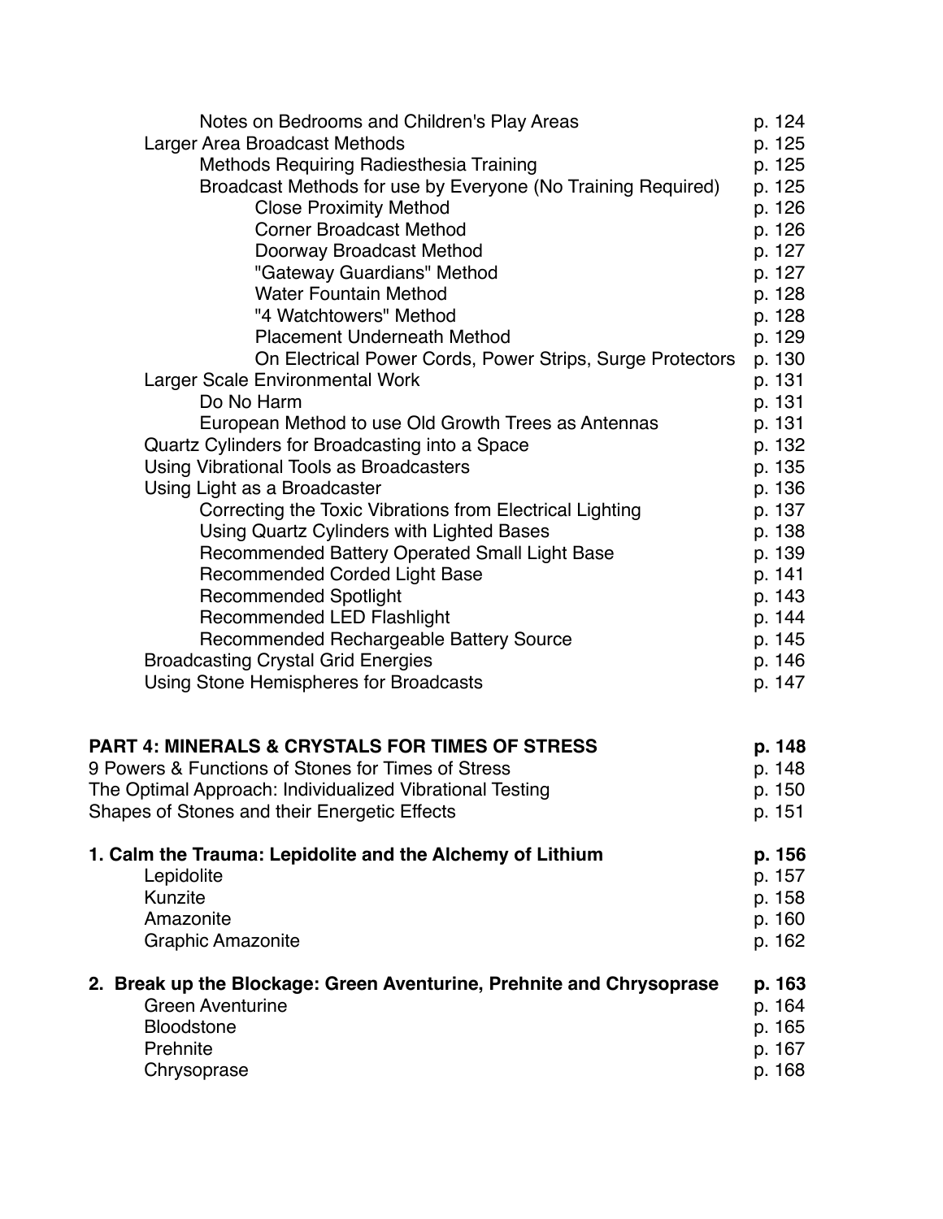- Notes on Bedrooms and Children's Play Areas p. 124
- Larger Area Broadcast Methods p. 125
  - Methods Requiring Radiesthesia Training p. 125
  - Broadcast Methods for use by Everyone (No Training Required) p. 125
    - Close Proximity Method p. 126
    - Corner Broadcast Method p. 126
    - Doorway Broadcast Method p. 127
    - "Gateway Guardians" Method p. 127
    - Water Fountain Method p. 128
    - "4 Watchtowers" Method p. 128
    - Placement Underneath Method p. 129
    - On Electrical Power Cords, Power Strips, Surge Protectors p. 130
- Larger Scale Environmental Work p. 131
  - Do No Harm p. 131
  - European Method to use Old Growth Trees as Antennas p. 131
- Quartz Cylinders for Broadcasting into a Space p. 132
- Using Vibrational Tools as Broadcasters p. 135
- Using Light as a Broadcaster p. 136
  - Correcting the Toxic Vibrations from Electrical Lighting p. 137
  - Using Quartz Cylinders with Lighted Bases p. 138
  - Recommended Battery Operated Small Light Base p. 139
  - Recommended Corded Light Base p. 141
  - Recommended Spotlight p. 143
  - Recommended LED Flashlight p. 144
  - Recommended Rechargeable Battery Source p. 145
- Broadcasting Crystal Grid Energies p. 146
- Using Stone Hemispheres for Broadcasts p. 147

**PART 4: MINERALS & CRYSTALS FOR TIMES OF STRESS p. 148**

9 Powers & Functions of Stones for Times of Stress p. 148

The Optimal Approach: Individualized Vibrational Testing p. 150

Shapes of Stones and their Energetic Effects p. 151

**1. Calm the Trauma: Lepidolite and the Alchemy of Lithium p. 156**

- Lepidolite p. 157
- Kunzite p. 158
- Amazonite p. 160
- Graphic Amazonite p. 162

**2. Break up the Blockage: Green Aventurine, Prehnite and Chrysoprase p. 163**

- Green Aventurine p. 164
- Bloodstone p. 165
- Prehnite p. 167
- Chrysoprase p. 168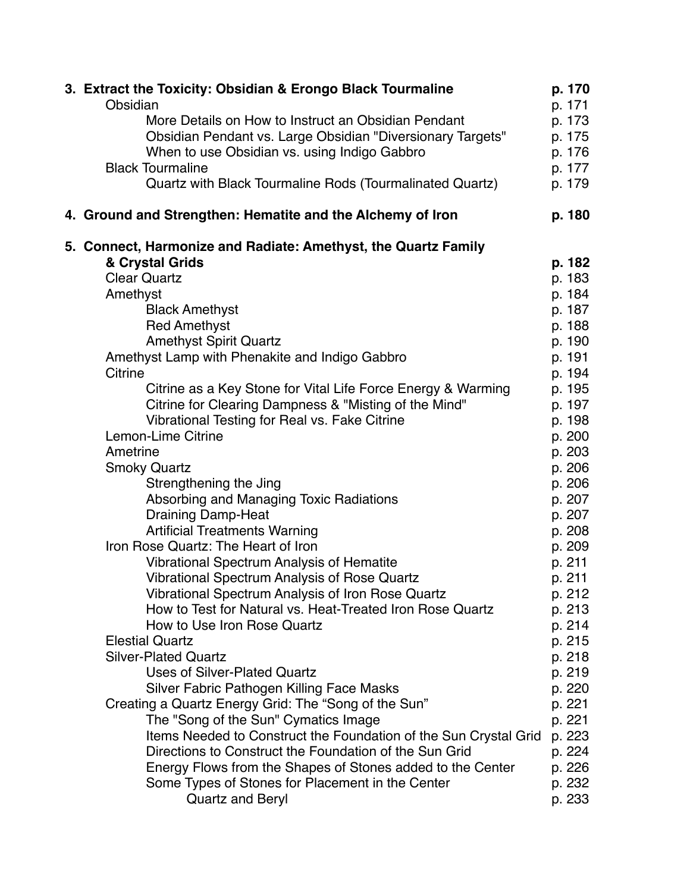**3. Extract the Toxicity: Obsidian & Erongo Black Tourmaline** **p. 170**

- Obsidian p. 171
  - More Details on How to Instruct an Obsidian Pendant p. 173
  - Obsidian Pendant vs. Large Obsidian "Diversionary Targets" p. 175
  - When to use Obsidian vs. using Indigo Gabbro p. 176
- Black Tourmaline p. 177
  - Quartz with Black Tourmaline Rods (Tourmalinated Quartz) p. 179

**4. Ground and Strengthen: Hematite and the Alchemy of Iron** **p. 180**

**5. Connect, Harmonize and Radiate: Amethyst, the Quartz Family & Crystal Grids** **p. 182**

- Clear Quartz p. 183
- Amethyst p. 184
  - Black Amethyst p. 187
  - Red Amethyst p. 188
  - Amethyst Spirit Quartz p. 190
- Amethyst Lamp with Phenakite and Indigo Gabbro p. 191
- Citrine p. 194
  - Citrine as a Key Stone for Vital Life Force Energy & Warming p. 195
  - Citrine for Clearing Dampness & "Misting of the Mind" p. 197
  - Vibrational Testing for Real vs. Fake Citrine p. 198
- Lemon-Lime Citrine p. 200
- Ametrine p. 203
- Smoky Quartz p. 206
  - Strengthening the Jing p. 206
  - Absorbing and Managing Toxic Radiations p. 207
  - Draining Damp-Heat p. 207
  - Artificial Treatments Warning p. 208
- Iron Rose Quartz: The Heart of Iron p. 209
  - Vibrational Spectrum Analysis of Hematite p. 211
  - Vibrational Spectrum Analysis of Rose Quartz p. 211
  - Vibrational Spectrum Analysis of Iron Rose Quartz p. 212
  - How to Test for Natural vs. Heat-Treated Iron Rose Quartz p. 213
  - How to Use Iron Rose Quartz p. 214
- Elestial Quartz p. 215
- Silver-Plated Quartz p. 218
  - Uses of Silver-Plated Quartz p. 219
  - Silver Fabric Pathogen Killing Face Masks p. 220
- Creating a Quartz Energy Grid: The "Song of the Sun" p. 221
  - The "Song of the Sun" Cymatics Image p. 221
  - Items Needed to Construct the Foundation of the Sun Crystal Grid p. 223
  - Directions to Construct the Foundation of the Sun Grid p. 224
  - Energy Flows from the Shapes of Stones added to the Center p. 226
  - Some Types of Stones for Placement in the Center p. 232
    - Quartz and Beryl p. 233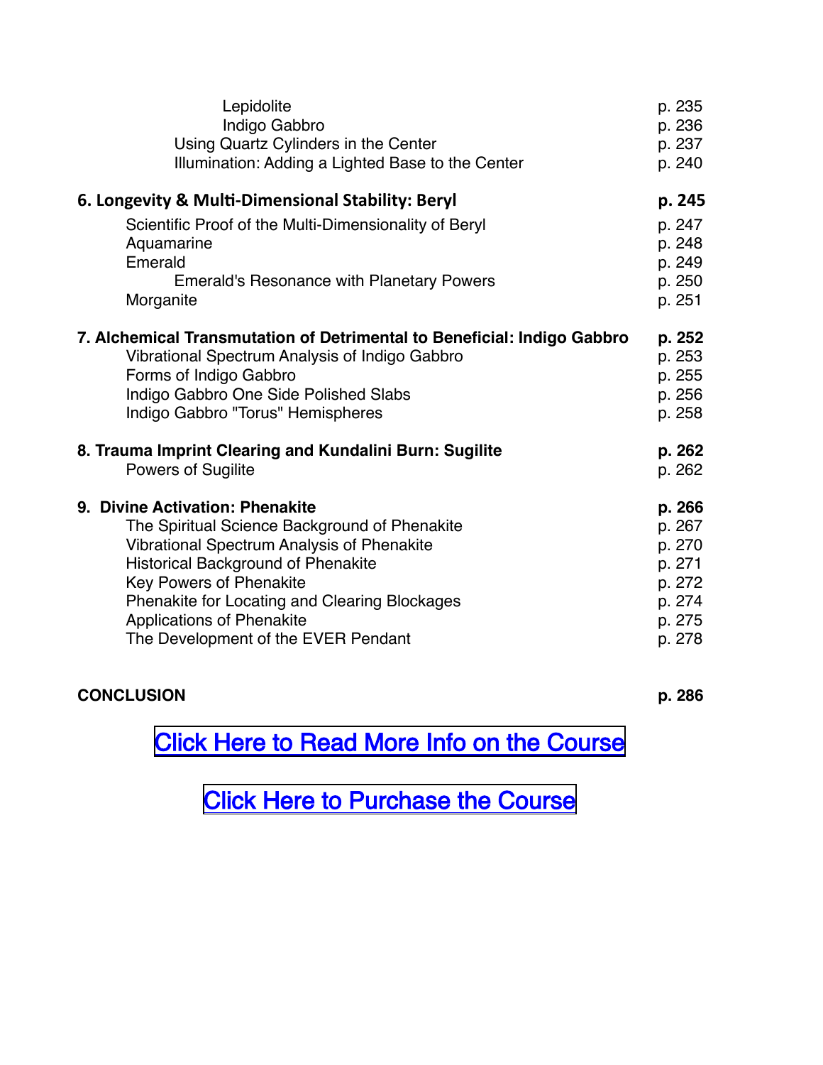| | |
|---|---|
| Lepidolite | p. 235 |
| Indigo Gabbro | p. 236 |
| Using Quartz Cylinders in the Center | p. 237 |
| Illumination: Adding a Lighted Base to the Center | p. 240 |
| **6. Longevity & Multi-Dimensional Stability: Beryl** | **p. 245** |
| Scientific Proof of the Multi-Dimensionality of Beryl | p. 247 |
| Aquamarine | p. 248 |
| Emerald | p. 249 |
| Emerald's Resonance with Planetary Powers | p. 250 |
| Morganite | p. 251 |
| **7. Alchemical Transmutation of Detrimental to Beneficial: Indigo Gabbro** | **p. 252** |
| Vibrational Spectrum Analysis of Indigo Gabbro | p. 253 |
| Forms of Indigo Gabbro | p. 255 |
| Indigo Gabbro One Side Polished Slabs | p. 256 |
| Indigo Gabbro "Torus" Hemispheres | p. 258 |
| **8. Trauma Imprint Clearing and Kundalini Burn: Sugilite** | **p. 262** |
| Powers of Sugilite | p. 262 |
| **9. Divine Activation: Phenakite** | **p. 266** |
| The Spiritual Science Background of Phenakite | p. 267 |
| Vibrational Spectrum Analysis of Phenakite | p. 270 |
| Historical Background of Phenakite | p. 271 |
| Key Powers of Phenakite | p. 272 |
| Phenakite for Locating and Clearing Blockages | p. 274 |
| Applications of Phenakite | p. 275 |
| The Development of the EVER Pendant | p. 278 |
| **CONCLUSION** | **p. 286** |

Click Here to Read More Info on the Course

Click Here to Purchase the Course